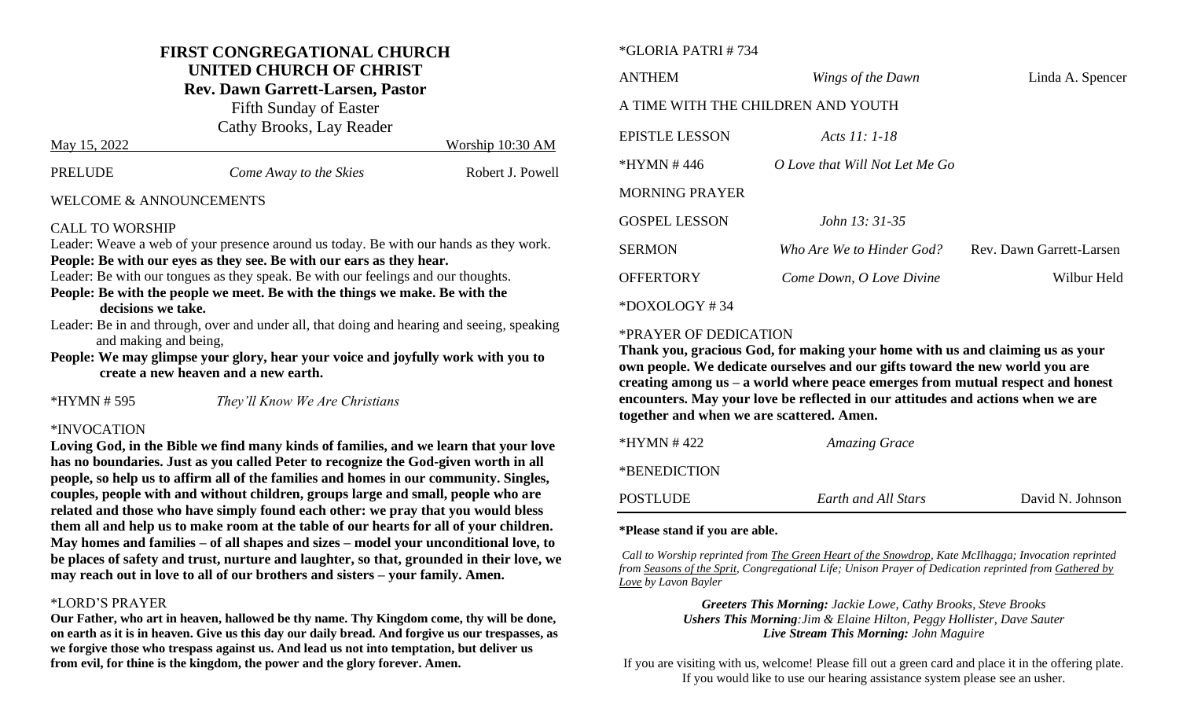# FIRST CONGREGATIONAL CHURCH
## UNITED CHURCH OF CHRIST
**Rev. Dawn Garrett-Larsen, Pastor**

Fifth Sunday of Easter

Cathy Brooks, Lay Reader

May 15, 2022 Worship 10:30 AM

PRELUDE *Come Away to the Skies* Robert J. Powell

WELCOME & ANNOUNCEMENTS

CALL TO WORSHIP

Leader: Weave a web of your presence around us today. Be with our hands as they work.

**People: Be with our eyes as they see. Be with our ears as they hear.**

Leader: Be with our tongues as they speak. Be with our feelings and our thoughts.

**People: Be with the people we meet. Be with the things we make. Be with the decisions we take.**

Leader: Be in and through, over and under all, that doing and hearing and seeing, speaking and making and being,

**People: We may glimpse your glory, hear your voice and joyfully work with you to create a new heaven and a new earth.**

*HYMN # 595 *They'll Know We Are Christians*

*INVOCATION

**Loving God, in the Bible we find many kinds of families, and we learn that your love has no boundaries. Just as you called Peter to recognize the God-given worth in all people, so help us to affirm all of the families and homes in our community. Singles, couples, people with and without children, groups large and small, people who are related and those who have simply found each other: we pray that you would bless them all and help us to make room at the table of our hearts for all of your children. May homes and families – of all shapes and sizes – model your unconditional love, to be places of safety and trust, nurture and laughter, so that, grounded in their love, we may reach out in love to all of our brothers and sisters – your family. Amen.**

*LORD'S PRAYER

**Our Father, who art in heaven, hallowed be thy name. Thy Kingdom come, thy will be done, on earth as it is in heaven. Give us this day our daily bread. And forgive us our trespasses, as we forgive those who trespass against us. And lead us not into temptation, but deliver us from evil, for thine is the kingdom, the power and the glory forever. Amen.**

*GLORIA PATRI # 734

ANTHEM *Wings of the Dawn* Linda A. Spencer

A TIME WITH THE CHILDREN AND YOUTH

EPISTLE LESSON *Acts 11: 1-18*

*HYMN # 446 *O Love that Will Not Let Me Go*

MORNING PRAYER

GOSPEL LESSON *John 13: 31-35*

SERMON *Who Are We to Hinder God?* Rev. Dawn Garrett-Larsen

OFFERTORY *Come Down, O Love Divine* Wilbur Held

*DOXOLOGY # 34

*PRAYER OF DEDICATION

**Thank you, gracious God, for making your home with us and claiming us as your own people. We dedicate ourselves and our gifts toward the new world you are creating among us – a world where peace emerges from mutual respect and honest encounters. May your love be reflected in our attitudes and actions when we are together and when we are scattered. Amen.**

*HYMN # 422 *Amazing Grace*

*BENEDICTION

POSTLUDE *Earth and All Stars* David N. Johnson

**\*Please stand if you are able.**

*Call to Worship reprinted from The Green Heart of the Snowdrop, Kate McIlhagga; Invocation reprinted from Seasons of the Sprit, Congregational Life; Unison Prayer of Dedication reprinted from Gathered by Love by Lavon Bayler*

***Greeters This Morning:** Jackie Lowe, Cathy Brooks, Steve Brooks*

***Ushers This Morning**:Jim & Elaine Hilton, Peggy Hollister, Dave Sauter*

***Live Stream This Morning:** John Maguire*

If you are visiting with us, welcome! Please fill out a green card and place it in the offering plate. If you would like to use our hearing assistance system please see an usher.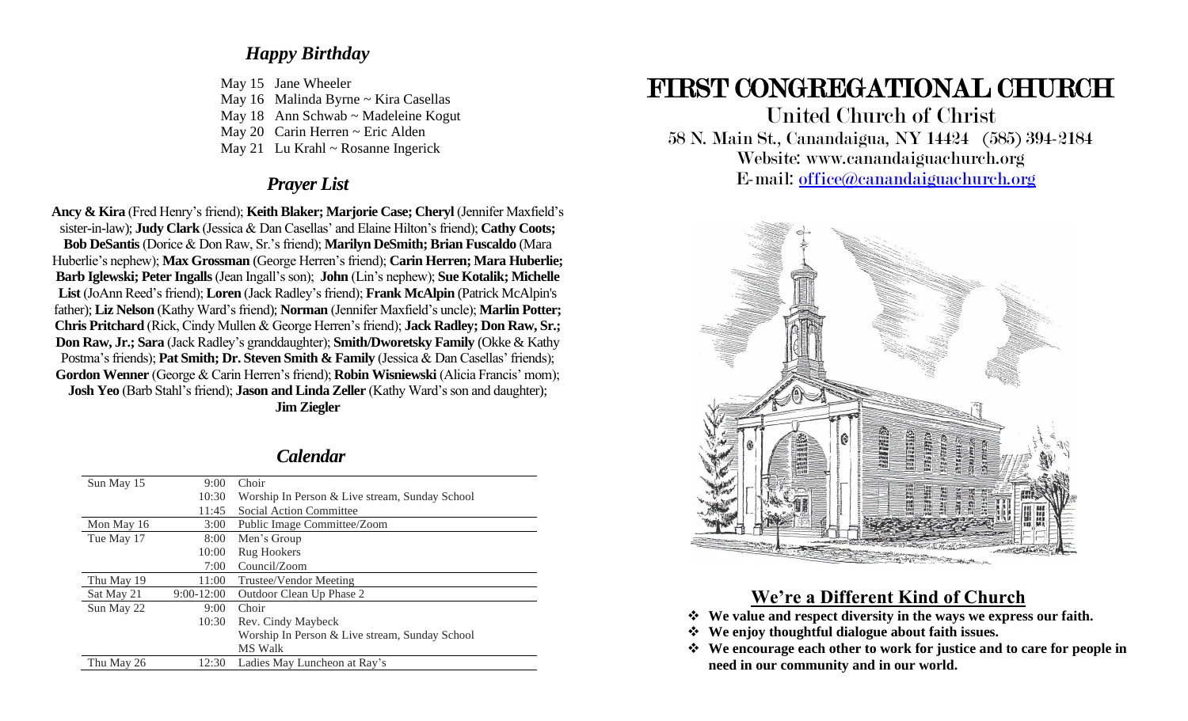## *Happy Birthday*

May 15 Jane Wheeler
May 16 Malinda Byrne ~ Kira Casellas
May 18 Ann Schwab ~ Madeleine Kogut
May 20 Carin Herren ~ Eric Alden
May 21 Lu Krahl ~ Rosanne Ingerick

## *Prayer List*

**Ancy & Kira** (Fred Henry's friend); **Keith Blaker; Marjorie Case; Cheryl** (Jennifer Maxfield's sister-in-law); **Judy Clark** (Jessica & Dan Casellas' and Elaine Hilton's friend); **Cathy Coots; Bob DeSantis** (Dorice & Don Raw, Sr.'s friend); **Marilyn DeSmith; Brian Fuscaldo** (Mara Huberlie's nephew); **Max Grossman** (George Herren's friend); **Carin Herren; Mara Huberlie; Barb Iglewski; Peter Ingalls** (Jean Ingall's son); **John** (Lin's nephew); **Sue Kotalik; Michelle List** (JoAnn Reed's friend); **Loren** (Jack Radley's friend); **Frank McAlpin** (Patrick McAlpin's father); **Liz Nelson** (Kathy Ward's friend); **Norman** (Jennifer Maxfield's uncle); **Marlin Potter; Chris Pritchard** (Rick, Cindy Mullen & George Herren's friend); **Jack Radley; Don Raw, Sr.; Don Raw, Jr.; Sara** (Jack Radley's granddaughter); **Smith/Dworetsky Family** (Okke & Kathy Postma's friends); **Pat Smith; Dr. Steven Smith & Family** (Jessica & Dan Casellas' friends); **Gordon Wenner** (George & Carin Herren's friend); **Robin Wisniewski** (Alicia Francis' mom); **Josh Yeo** (Barb Stahl's friend); **Jason and Linda Zeller** (Kathy Ward's son and daughter); **Jim Ziegler**

## *Calendar*

| | | |
|---|---|---|
| Sun May 15 | 9:00 | Choir |
| | 10:30 | Worship In Person & Live stream, Sunday School |
| | 11:45 | Social Action Committee |
| Mon May 16 | 3:00 | Public Image Committee/Zoom |
| Tue May 17 | 8:00 | Men's Group |
| | 10:00 | Rug Hookers |
| | 7:00 | Council/Zoom |
| Thu May 19 | 11:00 | Trustee/Vendor Meeting |
| Sat May 21 | 9:00-12:00 | Outdoor Clean Up Phase 2 |
| Sun May 22 | 9:00 | Choir |
| | 10:30 | Rev. Cindy Maybeck |
| | | Worship In Person & Live stream, Sunday School |
| | | MS Walk |
| Thu May 26 | 12:30 | Ladies May Luncheon at Ray's |

# FIRST CONGREGATIONAL CHURCH

United Church of Christ
58 N. Main St., Canandaigua, NY 14424 (585) 394-2184
Website: www.canandaiguachurch.org
E-mail: office@canandaiguachurch.org

## We're a Different Kind of Church

- **We value and respect diversity in the ways we express our faith.**
- **We enjoy thoughtful dialogue about faith issues.**
- **We encourage each other to work for justice and to care for people in need in our community and in our world.**